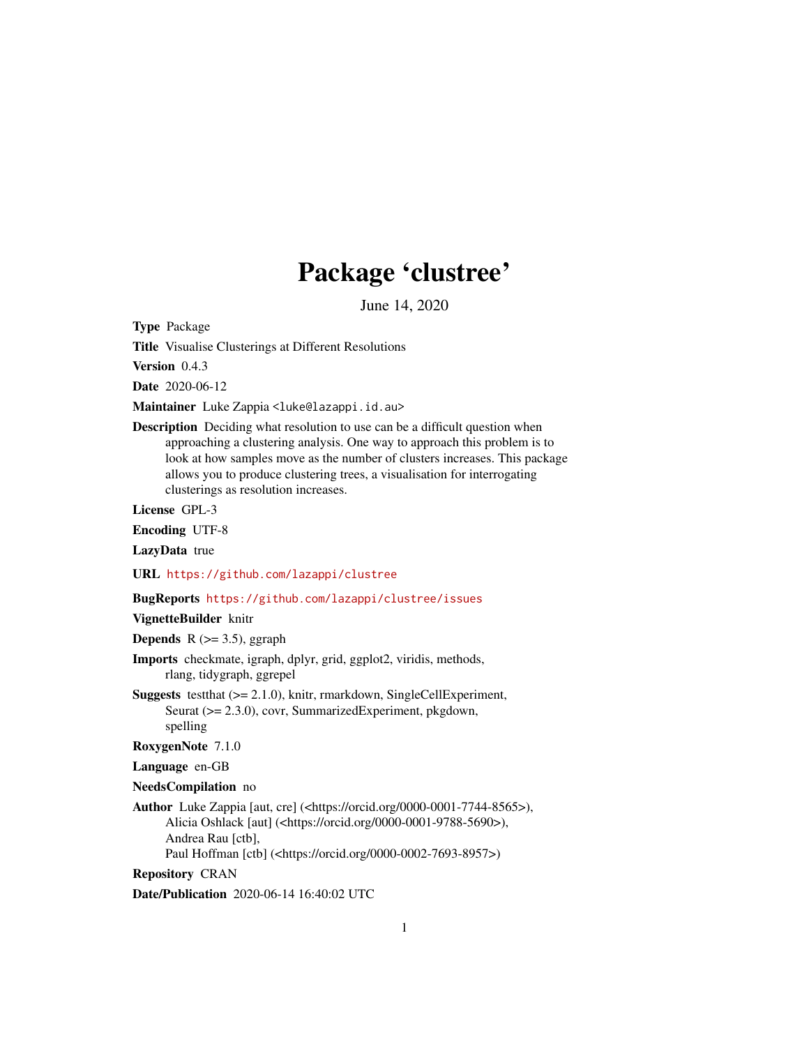# Package 'clustree'

June 14, 2020

**Type** Package

**Title** Visualise Clusterings at Different Resolutions

**Version** 0.4.3

**Date** 2020-06-12

**Maintainer** Luke Zappia <luke@lazappi.id.au>

**Description** Deciding what resolution to use can be a difficult question when approaching a clustering analysis. One way to approach this problem is to look at how samples move as the number of clusters increases. This package allows you to produce clustering trees, a visualisation for interrogating clusterings as resolution increases.

**License** GPL-3

**Encoding** UTF-8

**LazyData** true

**URL** https://github.com/lazappi/clustree

**BugReports** https://github.com/lazappi/clustree/issues

**VignetteBuilder** knitr

**Depends** R (>= 3.5), ggraph

**Imports** checkmate, igraph, dplyr, grid, ggplot2, viridis, methods, rlang, tidygraph, ggrepel

**Suggests** testthat (>= 2.1.0), knitr, rmarkdown, SingleCellExperiment, Seurat (>= 2.3.0), covr, SummarizedExperiment, pkgdown, spelling

**RoxygenNote** 7.1.0

**Language** en-GB

**NeedsCompilation** no

**Author** Luke Zappia [aut, cre] (<https://orcid.org/0000-0001-7744-8565>), Alicia Oshlack [aut] (<https://orcid.org/0000-0001-9788-5690>), Andrea Rau [ctb], Paul Hoffman [ctb] (<https://orcid.org/0000-0002-7693-8957>)

**Repository** CRAN

**Date/Publication** 2020-06-14 16:40:02 UTC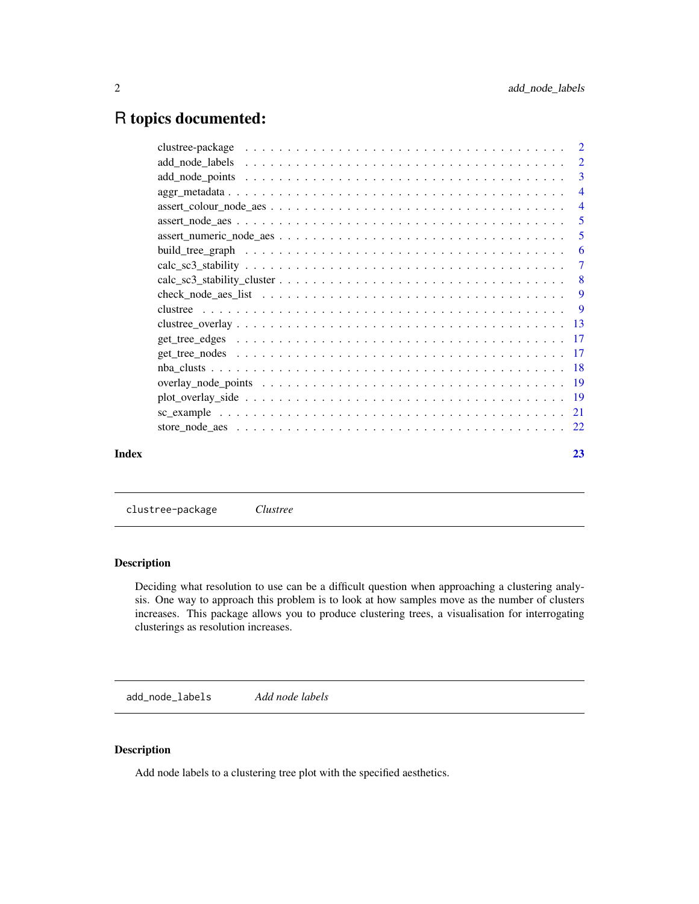# R topics documented:

| | |
|---|---|
| clustree-package | 2 |
| add_node_labels | 2 |
| add_node_points | 3 |
| aggr_metadata | 4 |
| assert_colour_node_aes | 4 |
| assert_node_aes | 5 |
| assert_numeric_node_aes | 5 |
| build_tree_graph | 6 |
| calc_sc3_stability | 7 |
| calc_sc3_stability_cluster | 8 |
| check_node_aes_list | 9 |
| clustree | 9 |
| clustree_overlay | 13 |
| get_tree_edges | 17 |
| get_tree_nodes | 17 |
| nba_clusts | 18 |
| overlay_node_points | 19 |
| plot_overlay_side | 19 |
| sc_example | 21 |
| store_node_aes | 22 |
| **Index** | **23** |

---

## clustree-package — *Clustree*

### Description

Deciding what resolution to use can be a difficult question when approaching a clustering analysis. One way to approach this problem is to look at how samples move as the number of clusters increases. This package allows you to produce clustering trees, a visualisation for interrogating clusterings as resolution increases.

---

## add_node_labels — *Add node labels*

### Description

Add node labels to a clustering tree plot with the specified aesthetics.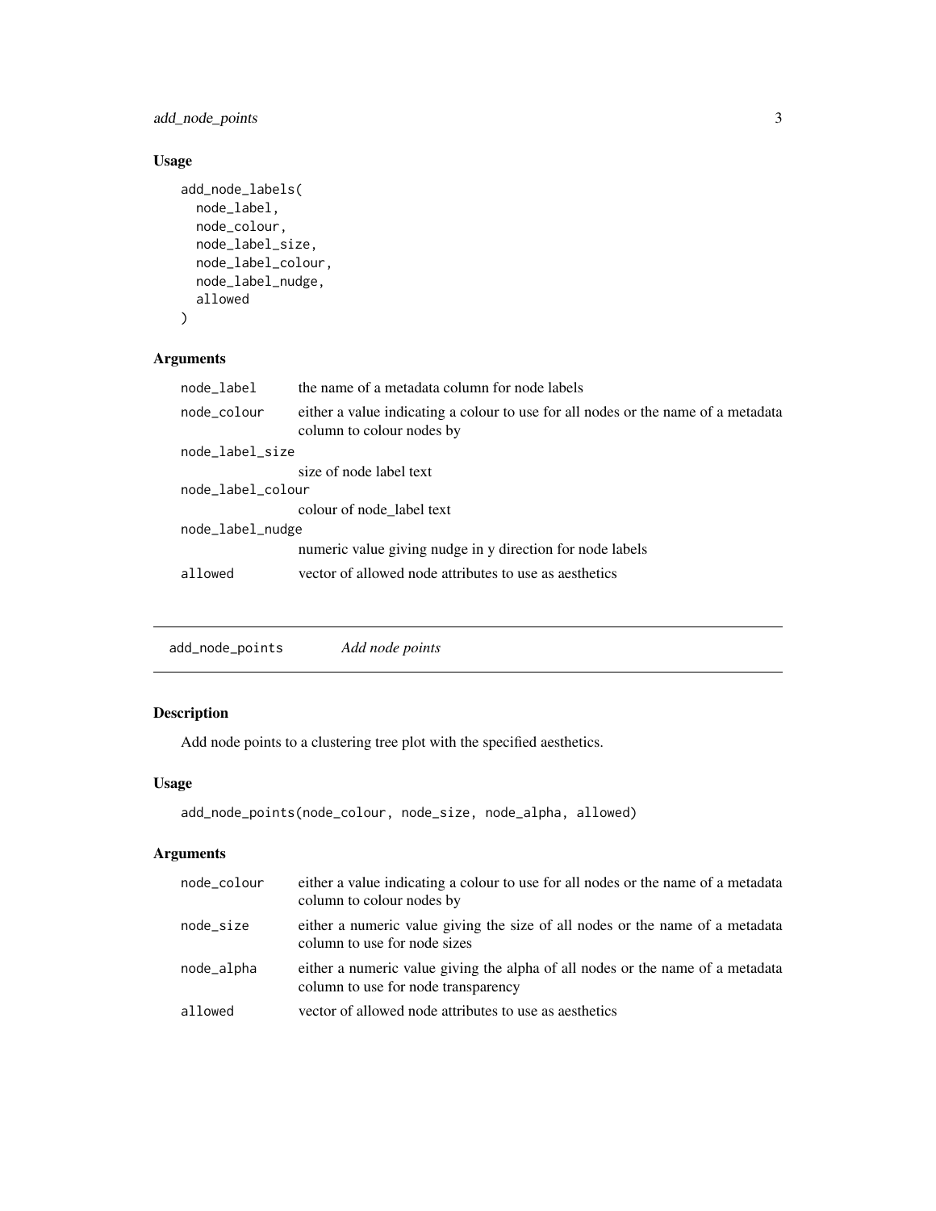### Usage

```
add_node_labels(
  node_label,
  node_colour,
  node_label_size,
  node_label_colour,
  node_label_nudge,
  allowed
)
```

### Arguments

| | |
|---|---|
| `node_label` | the name of a metadata column for node labels |
| `node_colour` | either a value indicating a colour to use for all nodes or the name of a metadata column to colour nodes by |
| `node_label_size` | size of node label text |
| `node_label_colour` | colour of node_label text |
| `node_label_nudge` | numeric value giving nudge in y direction for node labels |
| `allowed` | vector of allowed node attributes to use as aesthetics |

---

## `add_node_points` *Add node points*

### Description

Add node points to a clustering tree plot with the specified aesthetics.

### Usage

```
add_node_points(node_colour, node_size, node_alpha, allowed)
```

### Arguments

| | |
|---|---|
| `node_colour` | either a value indicating a colour to use for all nodes or the name of a metadata column to colour nodes by |
| `node_size` | either a numeric value giving the size of all nodes or the name of a metadata column to use for node sizes |
| `node_alpha` | either a numeric value giving the alpha of all nodes or the name of a metadata column to use for node transparency |
| `allowed` | vector of allowed node attributes to use as aesthetics |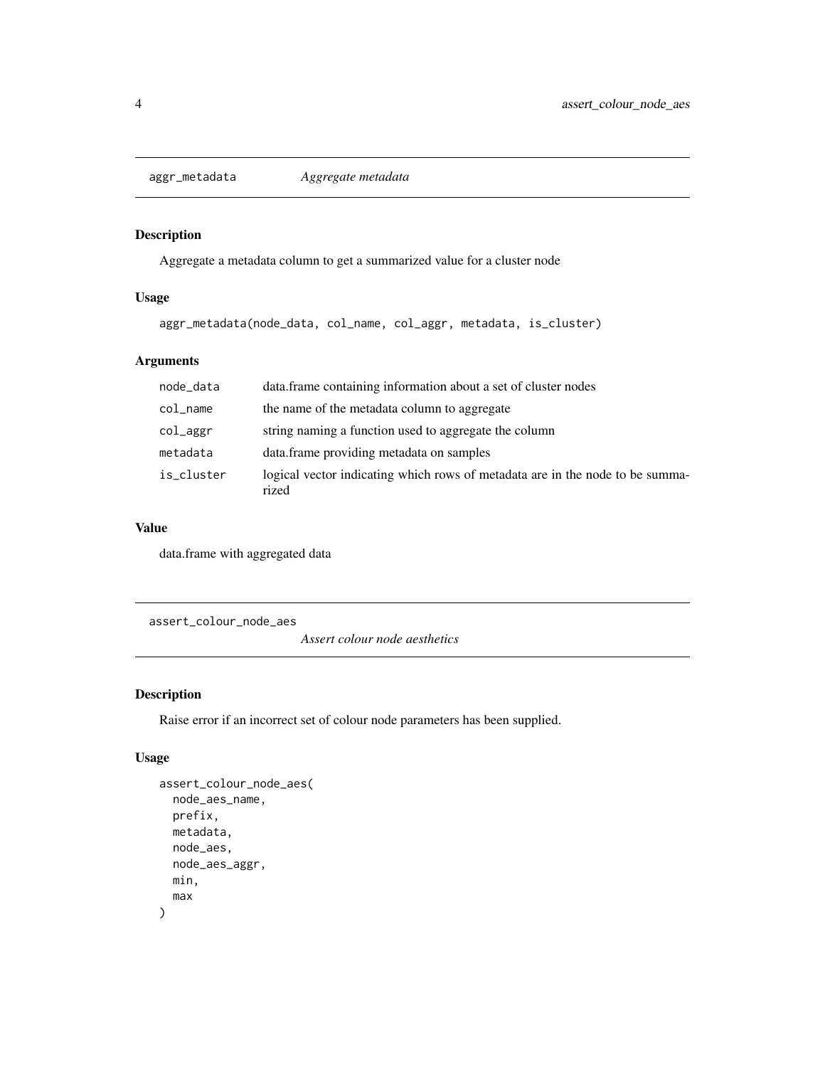## aggr_metadata *Aggregate metadata*

### Description

Aggregate a metadata column to get a summarized value for a cluster node

### Usage

```
aggr_metadata(node_data, col_name, col_aggr, metadata, is_cluster)
```

### Arguments

| | |
|---|---|
| node_data | data.frame containing information about a set of cluster nodes |
| col_name | the name of the metadata column to aggregate |
| col_aggr | string naming a function used to aggregate the column |
| metadata | data.frame providing metadata on samples |
| is_cluster | logical vector indicating which rows of metadata are in the node to be summarized |

### Value

data.frame with aggregated data

## assert_colour_node_aes *Assert colour node aesthetics*

### Description

Raise error if an incorrect set of colour node parameters has been supplied.

### Usage

```
assert_colour_node_aes(
  node_aes_name,
  prefix,
  metadata,
  node_aes,
  node_aes_aggr,
  min,
  max
)
```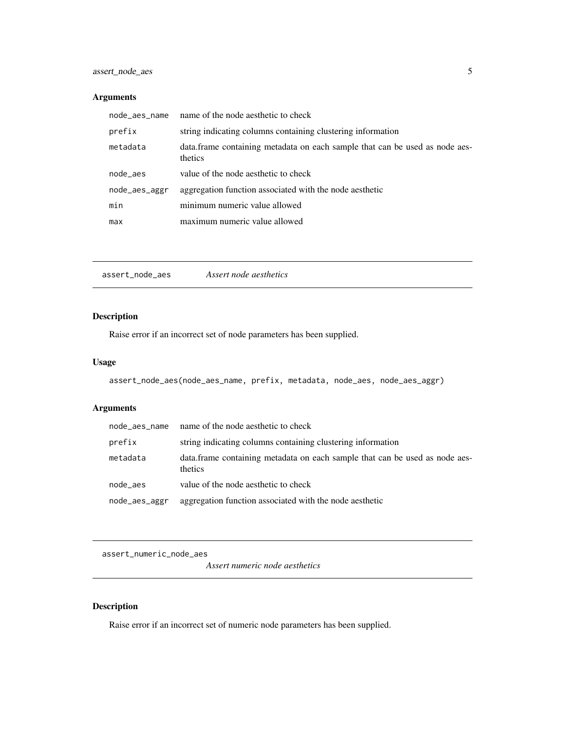## Arguments

| | |
|---|---|
| `node_aes_name` | name of the node aesthetic to check |
| `prefix` | string indicating columns containing clustering information |
| `metadata` | data.frame containing metadata on each sample that can be used as node aesthetics |
| `node_aes` | value of the node aesthetic to check |
| `node_aes_aggr` | aggregation function associated with the node aesthetic |
| `min` | minimum numeric value allowed |
| `max` | maximum numeric value allowed |

---

# `assert_node_aes` *Assert node aesthetics*

## Description

Raise error if an incorrect set of node parameters has been supplied.

## Usage

```
assert_node_aes(node_aes_name, prefix, metadata, node_aes, node_aes_aggr)
```

## Arguments

| | |
|---|---|
| `node_aes_name` | name of the node aesthetic to check |
| `prefix` | string indicating columns containing clustering information |
| `metadata` | data.frame containing metadata on each sample that can be used as node aesthetics |
| `node_aes` | value of the node aesthetic to check |
| `node_aes_aggr` | aggregation function associated with the node aesthetic |

---

# `assert_numeric_node_aes` *Assert numeric node aesthetics*

## Description

Raise error if an incorrect set of numeric node parameters has been supplied.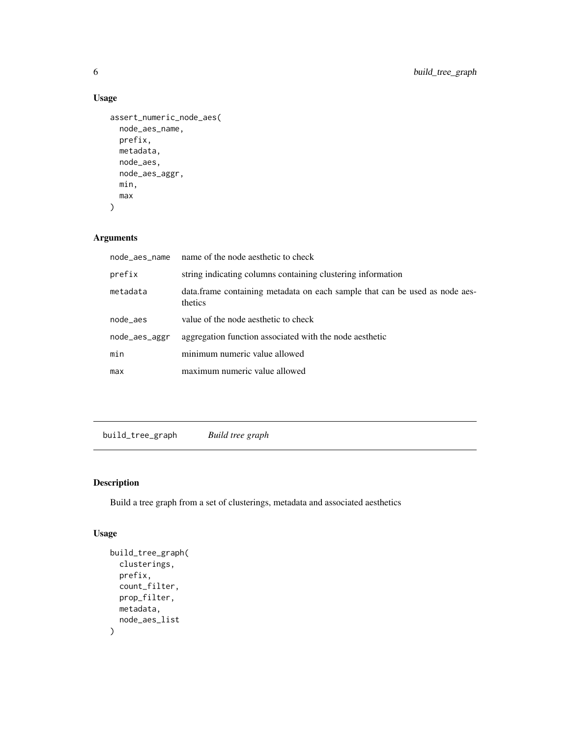### Usage

```
assert_numeric_node_aes(
  node_aes_name,
  prefix,
  metadata,
  node_aes,
  node_aes_aggr,
  min,
  max
)
```

### Arguments

| | |
|---|---|
| node_aes_name | name of the node aesthetic to check |
| prefix | string indicating columns containing clustering information |
| metadata | data.frame containing metadata on each sample that can be used as node aesthetics |
| node_aes | value of the node aesthetic to check |
| node_aes_aggr | aggregation function associated with the node aesthetic |
| min | minimum numeric value allowed |
| max | maximum numeric value allowed |

---

## build_tree_graph *Build tree graph*

### Description

Build a tree graph from a set of clusterings, metadata and associated aesthetics

### Usage

```
build_tree_graph(
  clusterings,
  prefix,
  count_filter,
  prop_filter,
  metadata,
  node_aes_list
)
```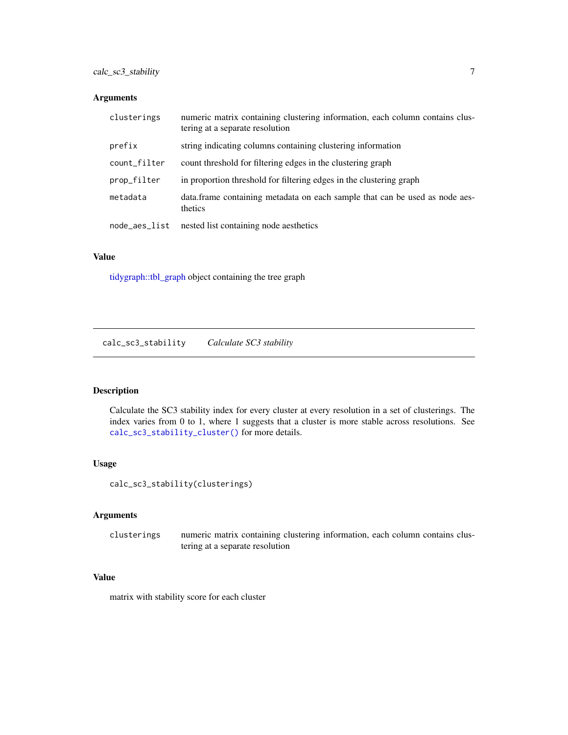## Arguments

| | |
|---|---|
| `clusterings` | numeric matrix containing clustering information, each column contains clustering at a separate resolution |
| `prefix` | string indicating columns containing clustering information |
| `count_filter` | count threshold for filtering edges in the clustering graph |
| `prop_filter` | in proportion threshold for filtering edges in the clustering graph |
| `metadata` | data.frame containing metadata on each sample that can be used as node aesthetics |
| `node_aes_list` | nested list containing node aesthetics |

## Value

tidygraph::tbl_graph object containing the tree graph

---

# `calc_sc3_stability` *Calculate SC3 stability*

## Description

Calculate the SC3 stability index for every cluster at every resolution in a set of clusterings. The index varies from 0 to 1, where 1 suggests that a cluster is more stable across resolutions. See `calc_sc3_stability_cluster()` for more details.

## Usage

```
calc_sc3_stability(clusterings)
```

## Arguments

| | |
|---|---|
| `clusterings` | numeric matrix containing clustering information, each column contains clustering at a separate resolution |

## Value

matrix with stability score for each cluster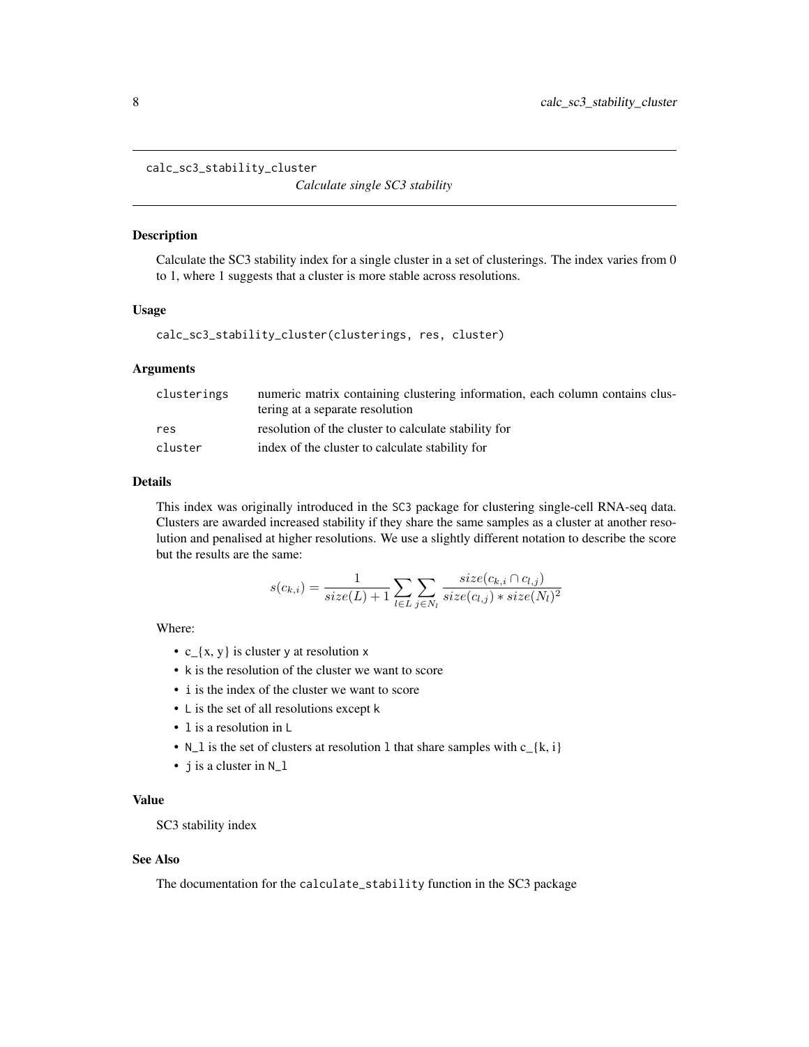`calc_sc3_stability_cluster` *Calculate single SC3 stability*

## Description

Calculate the SC3 stability index for a single cluster in a set of clusterings. The index varies from 0 to 1, where 1 suggests that a cluster is more stable across resolutions.

## Usage

```
calc_sc3_stability_cluster(clusterings, res, cluster)
```

## Arguments

| | |
|---|---|
| `clusterings` | numeric matrix containing clustering information, each column contains clustering at a separate resolution |
| `res` | resolution of the cluster to calculate stability for |
| `cluster` | index of the cluster to calculate stability for |

## Details

This index was originally introduced in the `SC3` package for clustering single-cell RNA-seq data. Clusters are awarded increased stability if they share the same samples as a cluster at another resolution and penalised at higher resolutions. We use a slightly different notation to describe the score but the results are the same:

$$s(c_{k,i}) = \frac{1}{size(L) + 1} \sum_{l \in L} \sum_{j \in N_l} \frac{size(c_{k,i} \cap c_{l,j})}{size(c_{l,j}) * size(N_l)^2}$$

Where:

- c_{x, y} is cluster `y` at resolution `x`
- `k` is the resolution of the cluster we want to score
- `i` is the index of the cluster we want to score
- `L` is the set of all resolutions except `k`
- `l` is a resolution in `L`
- `N_l` is the set of clusters at resolution `l` that share samples with c_{k, i}
- `j` is a cluster in `N_l`

## Value

SC3 stability index

## See Also

The documentation for the `calculate_stability` function in the SC3 package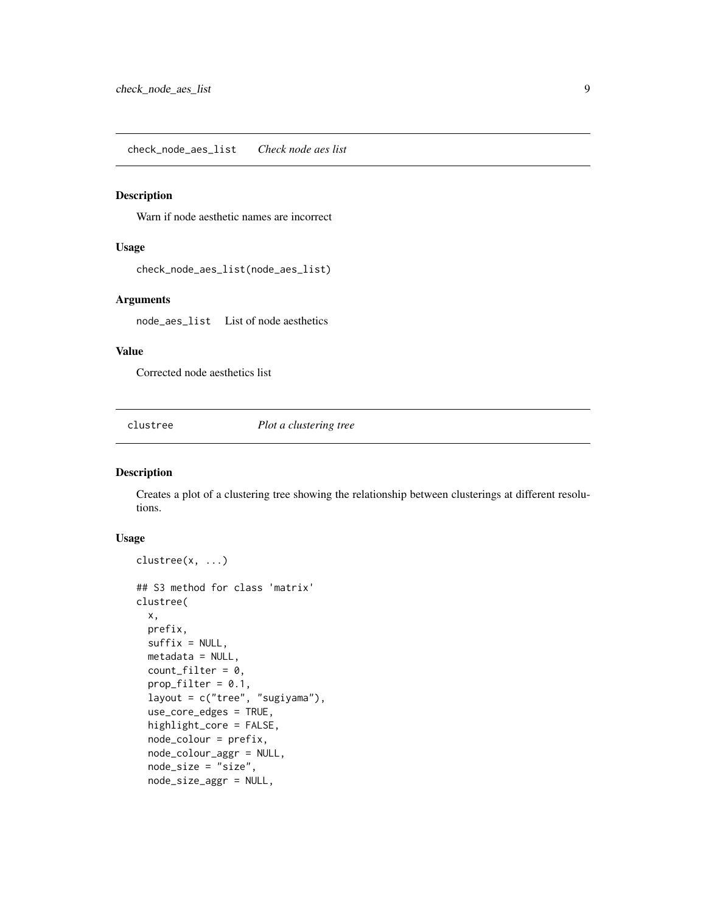## check_node_aes_list *Check node aes list*

### Description

Warn if node aesthetic names are incorrect

### Usage

```
check_node_aes_list(node_aes_list)
```

### Arguments

node_aes_list   List of node aesthetics

### Value

Corrected node aesthetics list

## clustree *Plot a clustering tree*

### Description

Creates a plot of a clustering tree showing the relationship between clusterings at different resolutions.

### Usage

```
clustree(x, ...)

## S3 method for class 'matrix'
clustree(
  x,
  prefix,
  suffix = NULL,
  metadata = NULL,
  count_filter = 0,
  prop_filter = 0.1,
  layout = c("tree", "sugiyama"),
  use_core_edges = TRUE,
  highlight_core = FALSE,
  node_colour = prefix,
  node_colour_aggr = NULL,
  node_size = "size",
  node_size_aggr = NULL,
```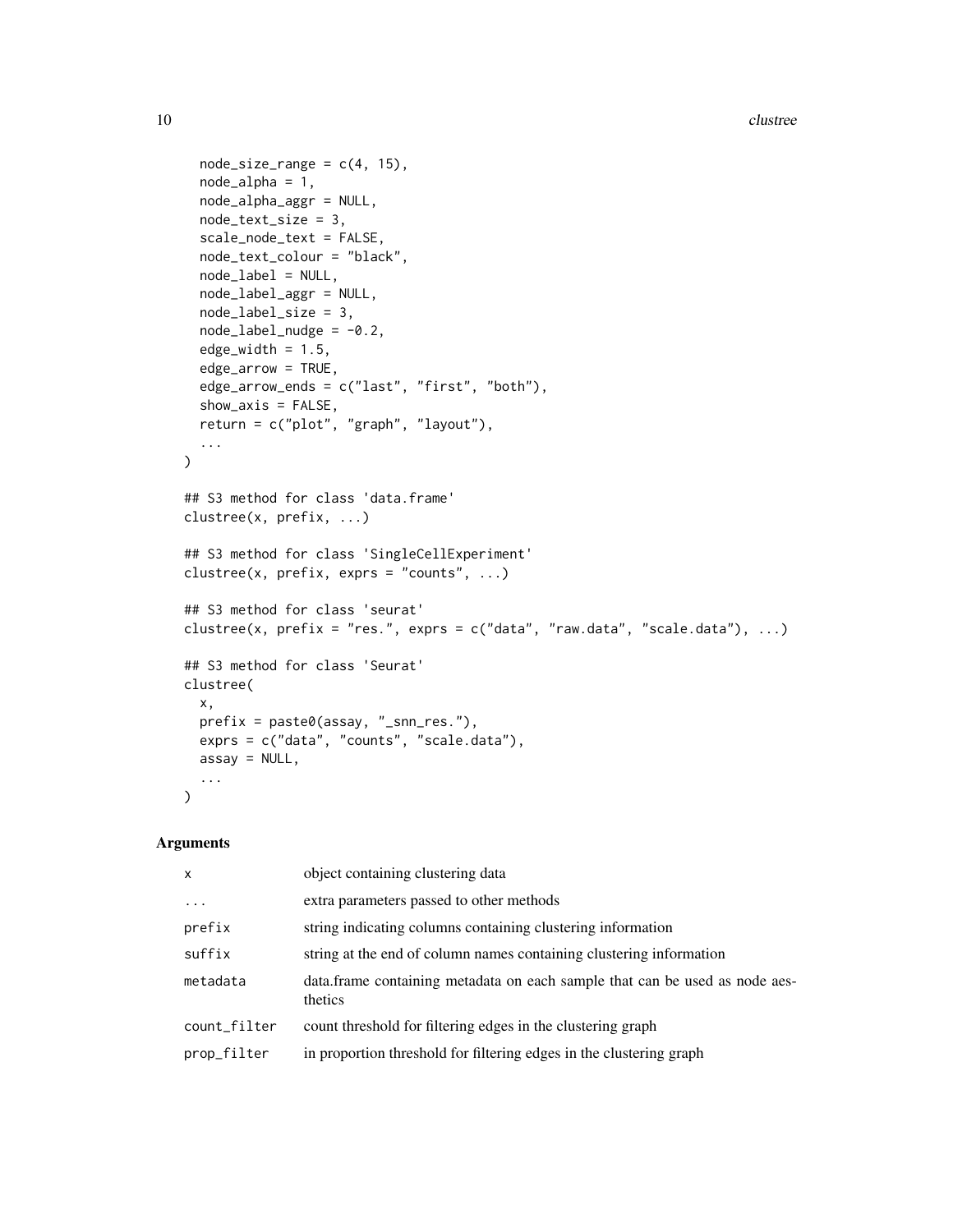```
  node_size_range = c(4, 15),
  node_alpha = 1,
  node_alpha_aggr = NULL,
  node_text_size = 3,
  scale_node_text = FALSE,
  node_text_colour = "black",
  node_label = NULL,
  node_label_aggr = NULL,
  node_label_size = 3,
  node_label_nudge = -0.2,
  edge_width = 1.5,
  edge_arrow = TRUE,
  edge_arrow_ends = c("last", "first", "both"),
  show_axis = FALSE,
  return = c("plot", "graph", "layout"),
  ...
)

## S3 method for class 'data.frame'
clustree(x, prefix, ...)

## S3 method for class 'SingleCellExperiment'
clustree(x, prefix, exprs = "counts", ...)

## S3 method for class 'seurat'
clustree(x, prefix = "res.", exprs = c("data", "raw.data", "scale.data"), ...)

## S3 method for class 'Seurat'
clustree(
  x,
  prefix = paste0(assay, "_snn_res."),
  exprs = c("data", "counts", "scale.data"),
  assay = NULL,
  ...
)
```

### Arguments

| | |
|---|---|
| `x` | object containing clustering data |
| `...` | extra parameters passed to other methods |
| `prefix` | string indicating columns containing clustering information |
| `suffix` | string at the end of column names containing clustering information |
| `metadata` | data.frame containing metadata on each sample that can be used as node aesthetics |
| `count_filter` | count threshold for filtering edges in the clustering graph |
| `prop_filter` | in proportion threshold for filtering edges in the clustering graph |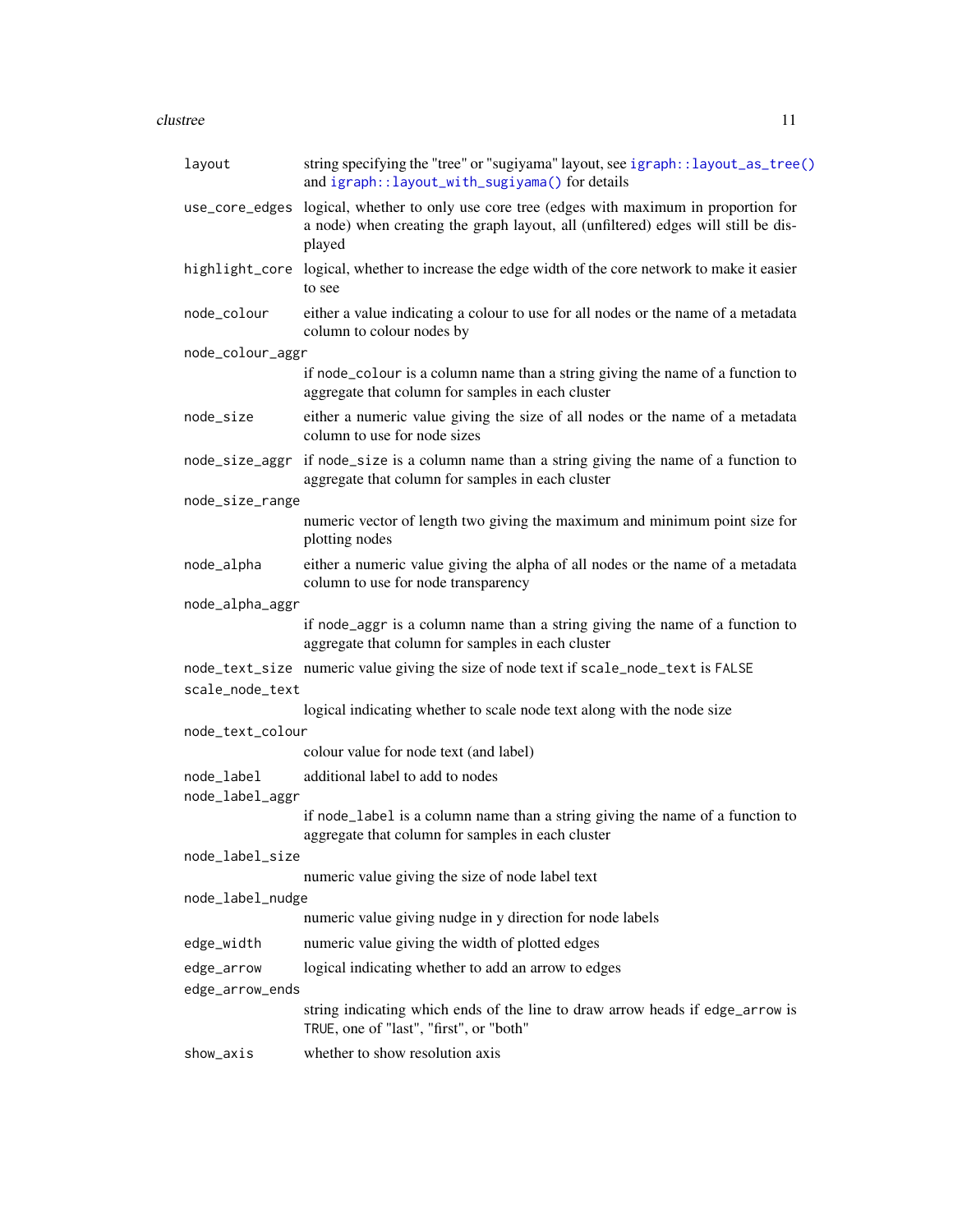| | |
|---|---|
| `layout` | string specifying the "tree" or "sugiyama" layout, see `igraph::layout_as_tree()` and `igraph::layout_with_sugiyama()` for details |
| `use_core_edges` | logical, whether to only use core tree (edges with maximum in proportion for a node) when creating the graph layout, all (unfiltered) edges will still be displayed |
| `highlight_core` | logical, whether to increase the edge width of the core network to make it easier to see |
| `node_colour` | either a value indicating a colour to use for all nodes or the name of a metadata column to colour nodes by |
| `node_colour_aggr` | if `node_colour` is a column name than a string giving the name of a function to aggregate that column for samples in each cluster |
| `node_size` | either a numeric value giving the size of all nodes or the name of a metadata column to use for node sizes |
| `node_size_aggr` | if `node_size` is a column name than a string giving the name of a function to aggregate that column for samples in each cluster |
| `node_size_range` | numeric vector of length two giving the maximum and minimum point size for plotting nodes |
| `node_alpha` | either a numeric value giving the alpha of all nodes or the name of a metadata column to use for node transparency |
| `node_alpha_aggr` | if `node_aggr` is a column name than a string giving the name of a function to aggregate that column for samples in each cluster |
| `node_text_size` | numeric value giving the size of node text if `scale_node_text` is `FALSE` |
| `scale_node_text` | logical indicating whether to scale node text along with the node size |
| `node_text_colour` | colour value for node text (and label) |
| `node_label` | additional label to add to nodes |
| `node_label_aggr` | if `node_label` is a column name than a string giving the name of a function to aggregate that column for samples in each cluster |
| `node_label_size` | numeric value giving the size of node label text |
| `node_label_nudge` | numeric value giving nudge in y direction for node labels |
| `edge_width` | numeric value giving the width of plotted edges |
| `edge_arrow` | logical indicating whether to add an arrow to edges |
| `edge_arrow_ends` | string indicating which ends of the line to draw arrow heads if `edge_arrow` is `TRUE`, one of "last", "first", or "both" |
| `show_axis` | whether to show resolution axis |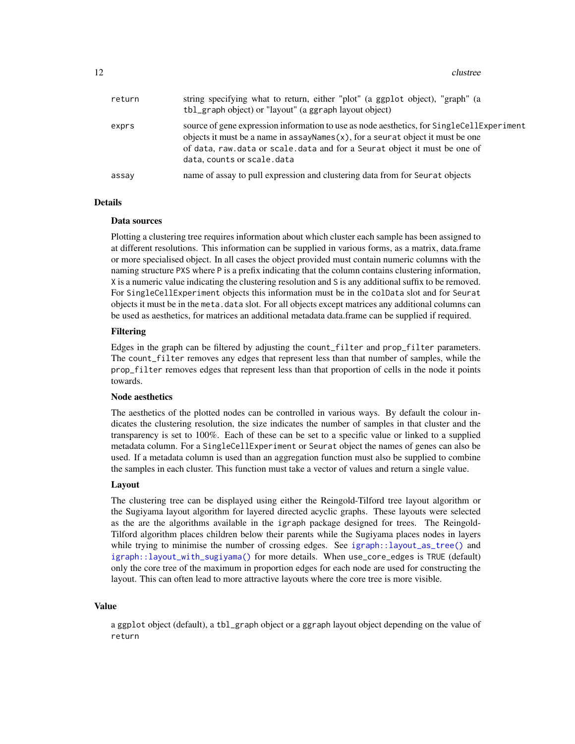| | |
|---|---|
| `return` | string specifying what to return, either "plot" (a ggplot object), "graph" (a `tbl_graph` object) or "layout" (a ggraph layout object) |
| `exprs` | source of gene expression information to use as node aesthetics, for `SingleCellExperiment` objects it must be a name in `assayNames(x)`, for a `seurat` object it must be one of `data`, `raw.data` or `scale.data` and for a `Seurat` object it must be one of `data`, `counts` or `scale.data` |
| `assay` | name of assay to pull expression and clustering data from for `Seurat` objects |

## Details

### Data sources

Plotting a clustering tree requires information about which cluster each sample has been assigned to at different resolutions. This information can be supplied in various forms, as a matrix, data.frame or more specialised object. In all cases the object provided must contain numeric columns with the naming structure `PXS` where `P` is a prefix indicating that the column contains clustering information, `X` is a numeric value indicating the clustering resolution and `S` is any additional suffix to be removed. For `SingleCellExperiment` objects this information must be in the `colData` slot and for `Seurat` objects it must be in the `meta.data` slot. For all objects except matrices any additional columns can be used as aesthetics, for matrices an additional metadata data.frame can be supplied if required.

### Filtering

Edges in the graph can be filtered by adjusting the `count_filter` and `prop_filter` parameters. The `count_filter` removes any edges that represent less than that number of samples, while the `prop_filter` removes edges that represent less than that proportion of cells in the node it points towards.

### Node aesthetics

The aesthetics of the plotted nodes can be controlled in various ways. By default the colour indicates the clustering resolution, the size indicates the number of samples in that cluster and the transparency is set to 100%. Each of these can be set to a specific value or linked to a supplied metadata column. For a `SingleCellExperiment` or `Seurat` object the names of genes can also be used. If a metadata column is used than an aggregation function must also be supplied to combine the samples in each cluster. This function must take a vector of values and return a single value.

### Layout

The clustering tree can be displayed using either the Reingold-Tilford tree layout algorithm or the Sugiyama layout algorithm for layered directed acyclic graphs. These layouts were selected as the are the algorithms available in the `igraph` package designed for trees. The Reingold-Tilford algorithm places children below their parents while the Sugiyama places nodes in layers while trying to minimise the number of crossing edges. See `igraph::layout_as_tree()` and `igraph::layout_with_sugiyama()` for more details. When `use_core_edges` is `TRUE` (default) only the core tree of the maximum in proportion edges for each node are used for constructing the layout. This can often lead to more attractive layouts where the core tree is more visible.

## Value

a `ggplot` object (default), a `tbl_graph` object or a `ggraph` layout object depending on the value of `return`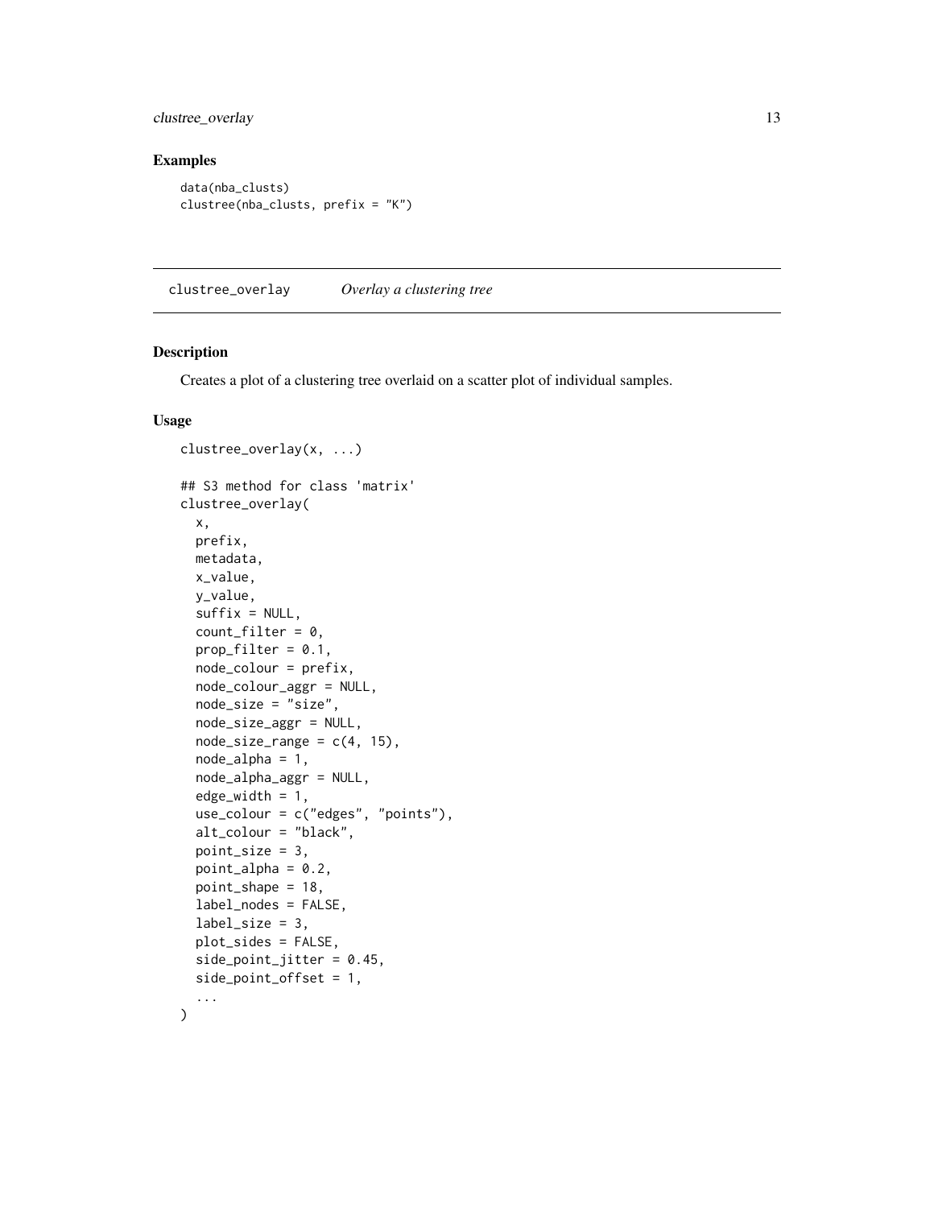## Examples

```
data(nba_clusts)
clustree(nba_clusts, prefix = "K")
```

---

`clustree_overlay` *Overlay a clustering tree*

---

### Description

Creates a plot of a clustering tree overlaid on a scatter plot of individual samples.

### Usage

```
clustree_overlay(x, ...)

## S3 method for class 'matrix'
clustree_overlay(
  x,
  prefix,
  metadata,
  x_value,
  y_value,
  suffix = NULL,
  count_filter = 0,
  prop_filter = 0.1,
  node_colour = prefix,
  node_colour_aggr = NULL,
  node_size = "size",
  node_size_aggr = NULL,
  node_size_range = c(4, 15),
  node_alpha = 1,
  node_alpha_aggr = NULL,
  edge_width = 1,
  use_colour = c("edges", "points"),
  alt_colour = "black",
  point_size = 3,
  point_alpha = 0.2,
  point_shape = 18,
  label_nodes = FALSE,
  label_size = 3,
  plot_sides = FALSE,
  side_point_jitter = 0.45,
  side_point_offset = 1,
  ...
)
```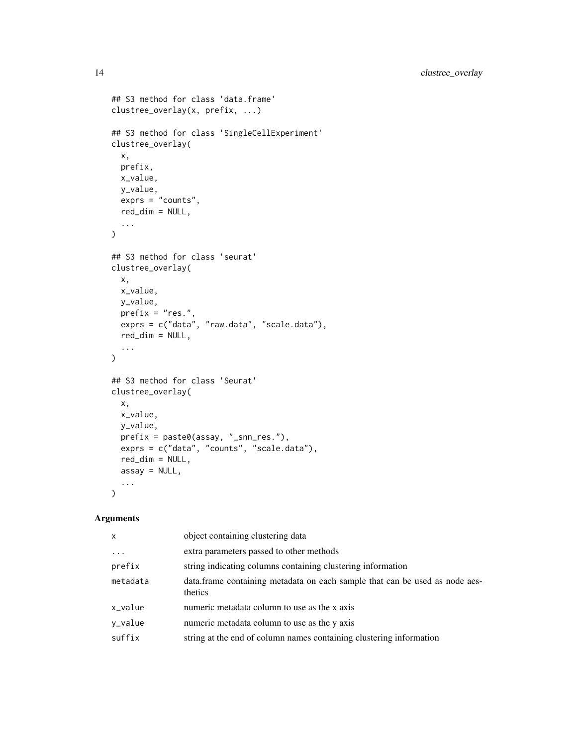```
## S3 method for class 'data.frame'
clustree_overlay(x, prefix, ...)

## S3 method for class 'SingleCellExperiment'
clustree_overlay(
  x,
  prefix,
  x_value,
  y_value,
  exprs = "counts",
  red_dim = NULL,
  ...
)

## S3 method for class 'seurat'
clustree_overlay(
  x,
  x_value,
  y_value,
  prefix = "res.",
  exprs = c("data", "raw.data", "scale.data"),
  red_dim = NULL,
  ...
)

## S3 method for class 'Seurat'
clustree_overlay(
  x,
  x_value,
  y_value,
  prefix = paste0(assay, "_snn_res."),
  exprs = c("data", "counts", "scale.data"),
  red_dim = NULL,
  assay = NULL,
  ...
)
```

## Arguments

| | |
|---|---|
| x | object containing clustering data |
| ... | extra parameters passed to other methods |
| prefix | string indicating columns containing clustering information |
| metadata | data.frame containing metadata on each sample that can be used as node aesthetics |
| x_value | numeric metadata column to use as the x axis |
| y_value | numeric metadata column to use as the y axis |
| suffix | string at the end of column names containing clustering information |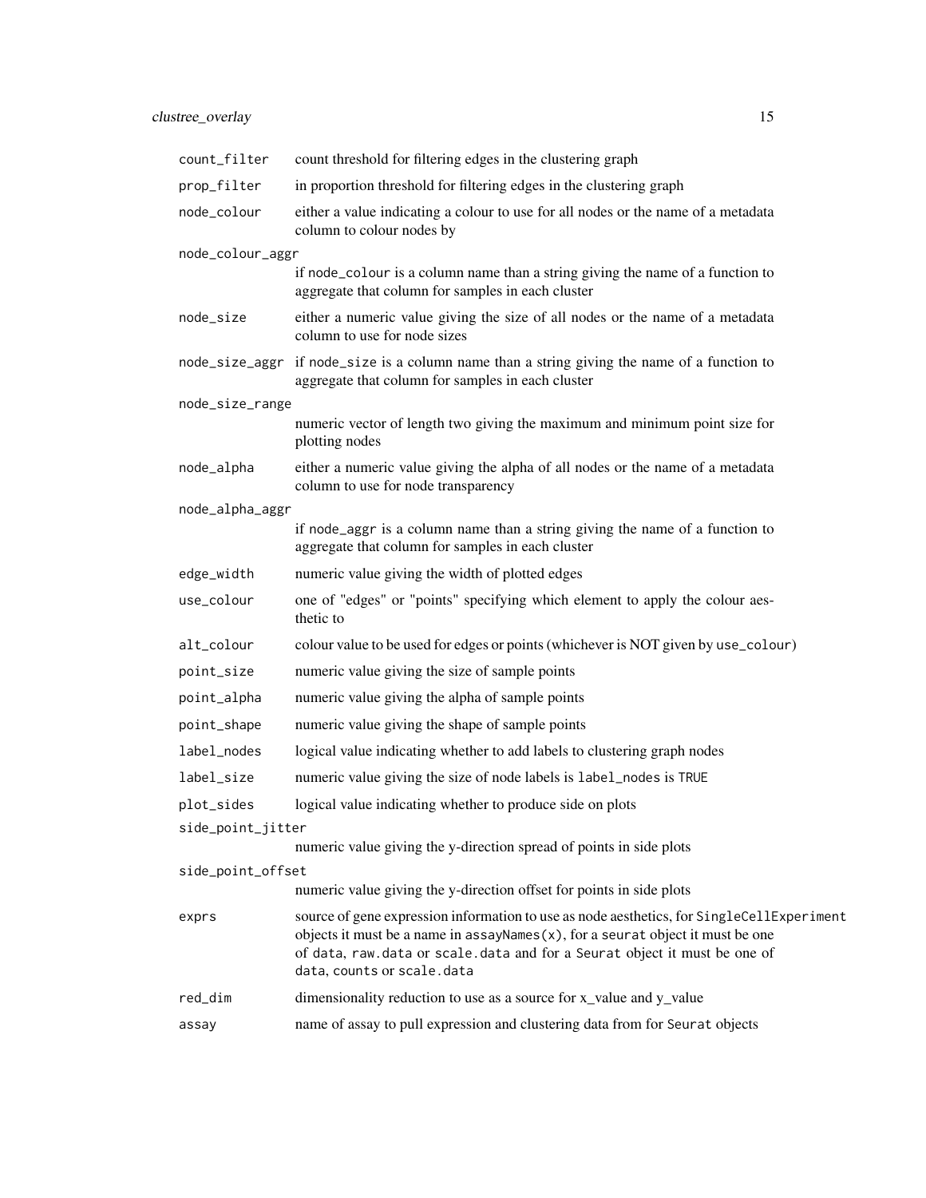| | |
|---|---|
| `count_filter` | count threshold for filtering edges in the clustering graph |
| `prop_filter` | in proportion threshold for filtering edges in the clustering graph |
| `node_colour` | either a value indicating a colour to use for all nodes or the name of a metadata column to colour nodes by |
| `node_colour_aggr` | if `node_colour` is a column name than a string giving the name of a function to aggregate that column for samples in each cluster |
| `node_size` | either a numeric value giving the size of all nodes or the name of a metadata column to use for node sizes |
| `node_size_aggr` | if `node_size` is a column name than a string giving the name of a function to aggregate that column for samples in each cluster |
| `node_size_range` | numeric vector of length two giving the maximum and minimum point size for plotting nodes |
| `node_alpha` | either a numeric value giving the alpha of all nodes or the name of a metadata column to use for node transparency |
| `node_alpha_aggr` | if `node_aggr` is a column name than a string giving the name of a function to aggregate that column for samples in each cluster |
| `edge_width` | numeric value giving the width of plotted edges |
| `use_colour` | one of "edges" or "points" specifying which element to apply the colour aesthetic to |
| `alt_colour` | colour value to be used for edges or points (whichever is NOT given by `use_colour`) |
| `point_size` | numeric value giving the size of sample points |
| `point_alpha` | numeric value giving the alpha of sample points |
| `point_shape` | numeric value giving the shape of sample points |
| `label_nodes` | logical value indicating whether to add labels to clustering graph nodes |
| `label_size` | numeric value giving the size of node labels is `label_nodes` is `TRUE` |
| `plot_sides` | logical value indicating whether to produce side on plots |
| `side_point_jitter` | numeric value giving the y-direction spread of points in side plots |
| `side_point_offset` | numeric value giving the y-direction offset for points in side plots |
| `exprs` | source of gene expression information to use as node aesthetics, for `SingleCellExperiment` objects it must be a name in `assayNames(x)`, for a `seurat` object it must be one of `data`, `raw.data` or `scale.data` and for a `Seurat` object it must be one of `data`, `counts` or `scale.data` |
| `red_dim` | dimensionality reduction to use as a source for x_value and y_value |
| `assay` | name of assay to pull expression and clustering data from for `Seurat` objects |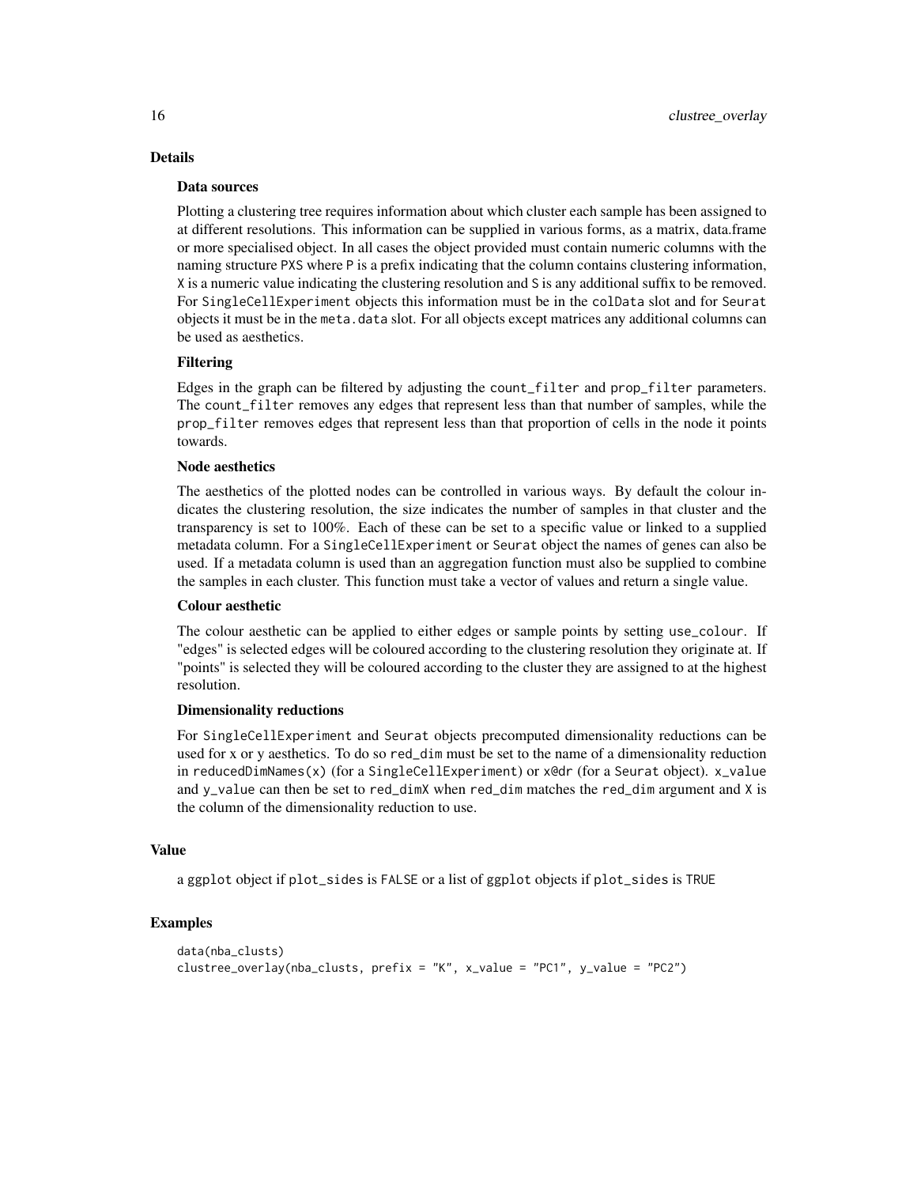## Details

### Data sources

Plotting a clustering tree requires information about which cluster each sample has been assigned to at different resolutions. This information can be supplied in various forms, as a matrix, data.frame or more specialised object. In all cases the object provided must contain numeric columns with the naming structure `PXS` where `P` is a prefix indicating that the column contains clustering information, `X` is a numeric value indicating the clustering resolution and `S` is any additional suffix to be removed. For `SingleCellExperiment` objects this information must be in the `colData` slot and for `Seurat` objects it must be in the `meta.data` slot. For all objects except matrices any additional columns can be used as aesthetics.

### Filtering

Edges in the graph can be filtered by adjusting the `count_filter` and `prop_filter` parameters. The `count_filter` removes any edges that represent less than that number of samples, while the `prop_filter` removes edges that represent less than that proportion of cells in the node it points towards.

### Node aesthetics

The aesthetics of the plotted nodes can be controlled in various ways. By default the colour indicates the clustering resolution, the size indicates the number of samples in that cluster and the transparency is set to 100%. Each of these can be set to a specific value or linked to a supplied metadata column. For a `SingleCellExperiment` or `Seurat` object the names of genes can also be used. If a metadata column is used than an aggregation function must also be supplied to combine the samples in each cluster. This function must take a vector of values and return a single value.

### Colour aesthetic

The colour aesthetic can be applied to either edges or sample points by setting `use_colour`. If "edges" is selected edges will be coloured according to the clustering resolution they originate at. If "points" is selected they will be coloured according to the cluster they are assigned to at the highest resolution.

### Dimensionality reductions

For `SingleCellExperiment` and `Seurat` objects precomputed dimensionality reductions can be used for x or y aesthetics. To do so `red_dim` must be set to the name of a dimensionality reduction in `reducedDimNames(x)` (for a `SingleCellExperiment`) or `x@dr` (for a `Seurat` object). `x_value` and `y_value` can then be set to `red_dimX` when `red_dim` matches the `red_dim` argument and `X` is the column of the dimensionality reduction to use.

## Value

a `ggplot` object if `plot_sides` is `FALSE` or a list of `ggplot` objects if `plot_sides` is `TRUE`

## Examples

```
data(nba_clusts)
clustree_overlay(nba_clusts, prefix = "K", x_value = "PC1", y_value = "PC2")
```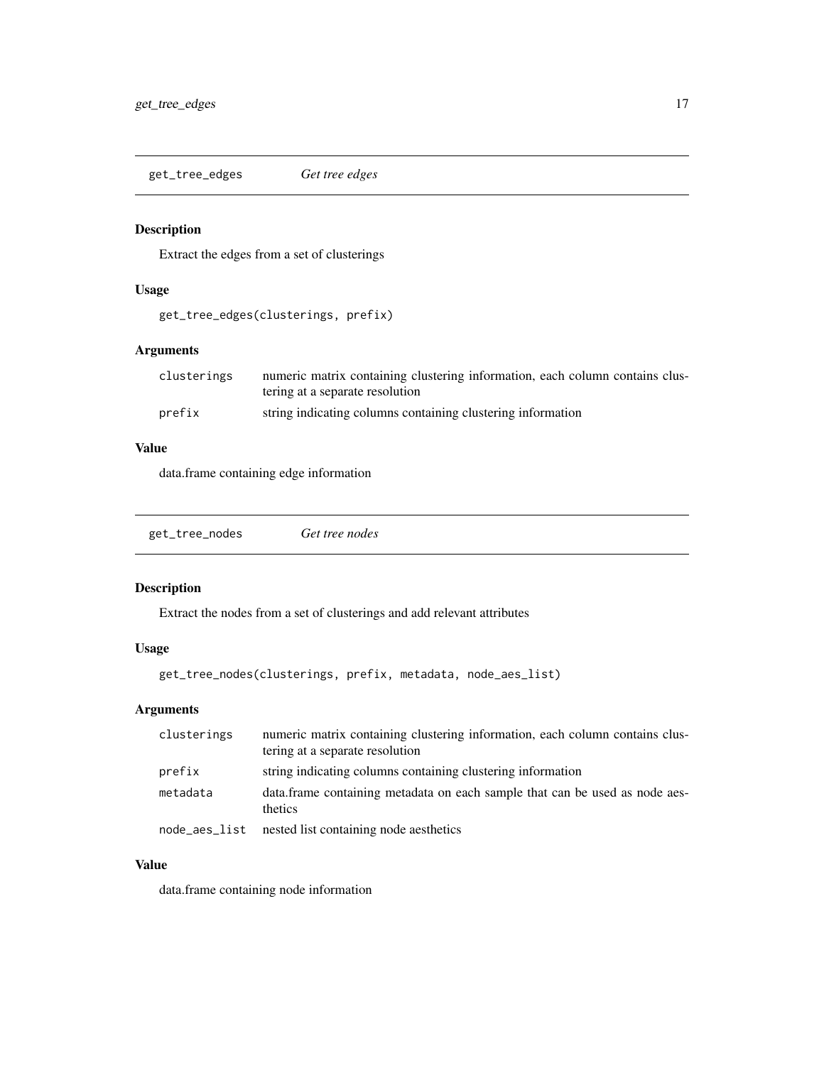## get_tree_edges — *Get tree edges*

### Description

Extract the edges from a set of clusterings

### Usage

```
get_tree_edges(clusterings, prefix)
```

### Arguments

| | |
|---|---|
| `clusterings` | numeric matrix containing clustering information, each column contains clustering at a separate resolution |
| `prefix` | string indicating columns containing clustering information |

### Value

data.frame containing edge information

## get_tree_nodes — *Get tree nodes*

### Description

Extract the nodes from a set of clusterings and add relevant attributes

### Usage

```
get_tree_nodes(clusterings, prefix, metadata, node_aes_list)
```

### Arguments

| | |
|---|---|
| `clusterings` | numeric matrix containing clustering information, each column contains clustering at a separate resolution |
| `prefix` | string indicating columns containing clustering information |
| `metadata` | data.frame containing metadata on each sample that can be used as node aesthetics |
| `node_aes_list` | nested list containing node aesthetics |

### Value

data.frame containing node information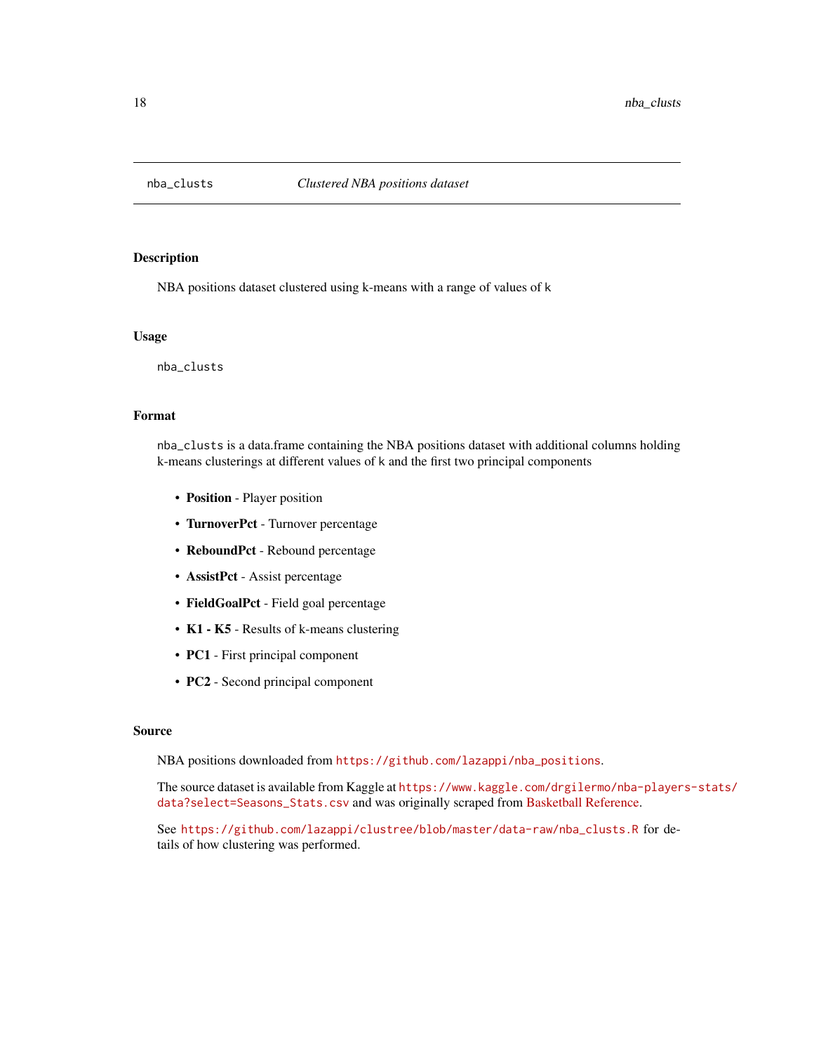## nba_clusts &nbsp;&nbsp;&nbsp; *Clustered NBA positions dataset*

### Description

NBA positions dataset clustered using k-means with a range of values of k

### Usage

```
nba_clusts
```

### Format

`nba_clusts` is a data.frame containing the NBA positions dataset with additional columns holding k-means clusterings at different values of k and the first two principal components

- **Position** - Player position
- **TurnoverPct** - Turnover percentage
- **ReboundPct** - Rebound percentage
- **AssistPct** - Assist percentage
- **FieldGoalPct** - Field goal percentage
- **K1 - K5** - Results of k-means clustering
- **PC1** - First principal component
- **PC2** - Second principal component

### Source

NBA positions downloaded from https://github.com/lazappi/nba_positions.

The source dataset is available from Kaggle at https://www.kaggle.com/drgilermo/nba-players-stats/data?select=Seasons_Stats.csv and was originally scraped from Basketball Reference.

See https://github.com/lazappi/clustree/blob/master/data-raw/nba_clusts.R for details of how clustering was performed.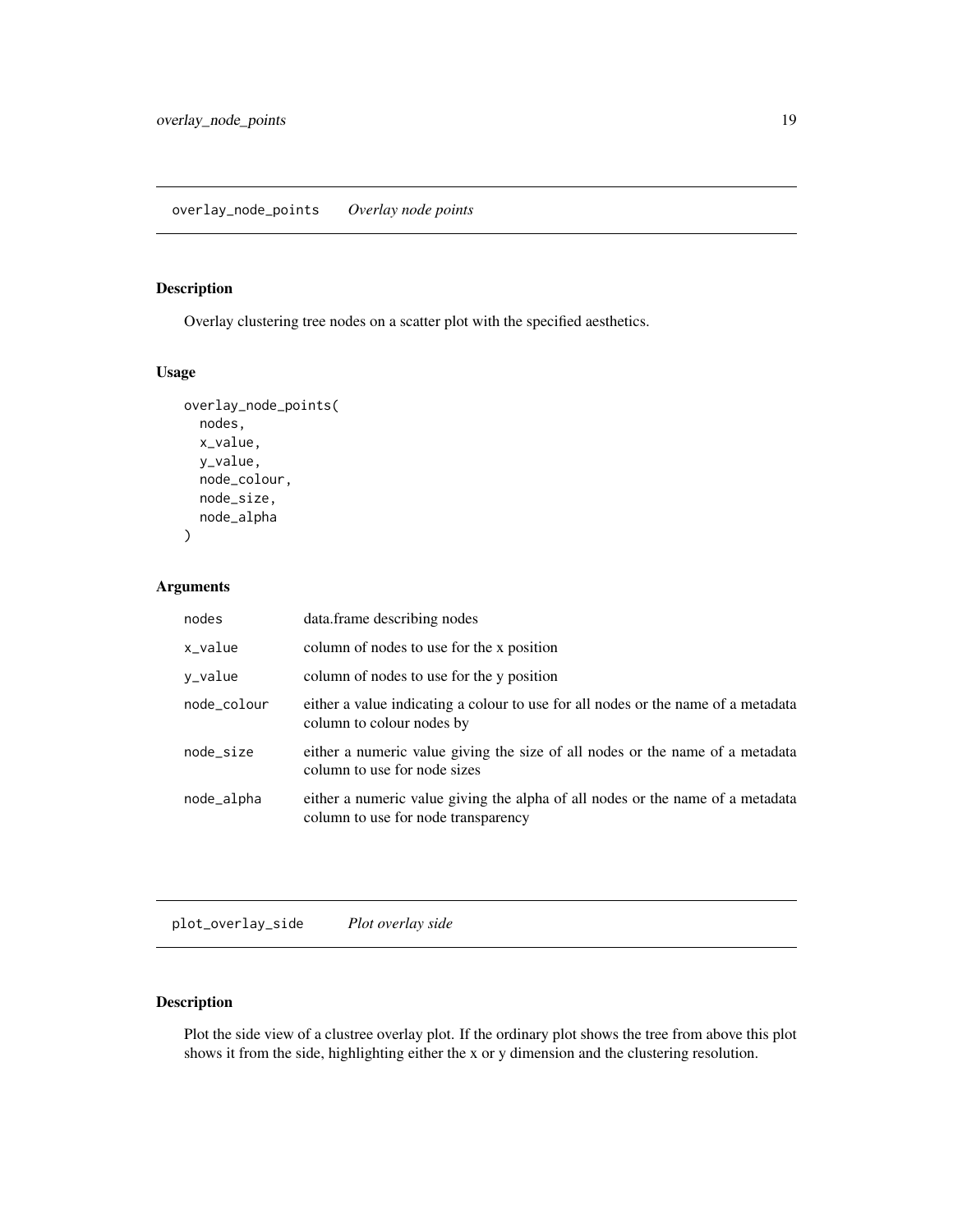## overlay_node_points *Overlay node points*

### Description

Overlay clustering tree nodes on a scatter plot with the specified aesthetics.

### Usage

```
overlay_node_points(
  nodes,
  x_value,
  y_value,
  node_colour,
  node_size,
  node_alpha
)
```

### Arguments

| | |
|---|---|
| nodes | data.frame describing nodes |
| x_value | column of nodes to use for the x position |
| y_value | column of nodes to use for the y position |
| node_colour | either a value indicating a colour to use for all nodes or the name of a metadata column to colour nodes by |
| node_size | either a numeric value giving the size of all nodes or the name of a metadata column to use for node sizes |
| node_alpha | either a numeric value giving the alpha of all nodes or the name of a metadata column to use for node transparency |

## plot_overlay_side *Plot overlay side*

### Description

Plot the side view of a clustree overlay plot. If the ordinary plot shows the tree from above this plot shows it from the side, highlighting either the x or y dimension and the clustering resolution.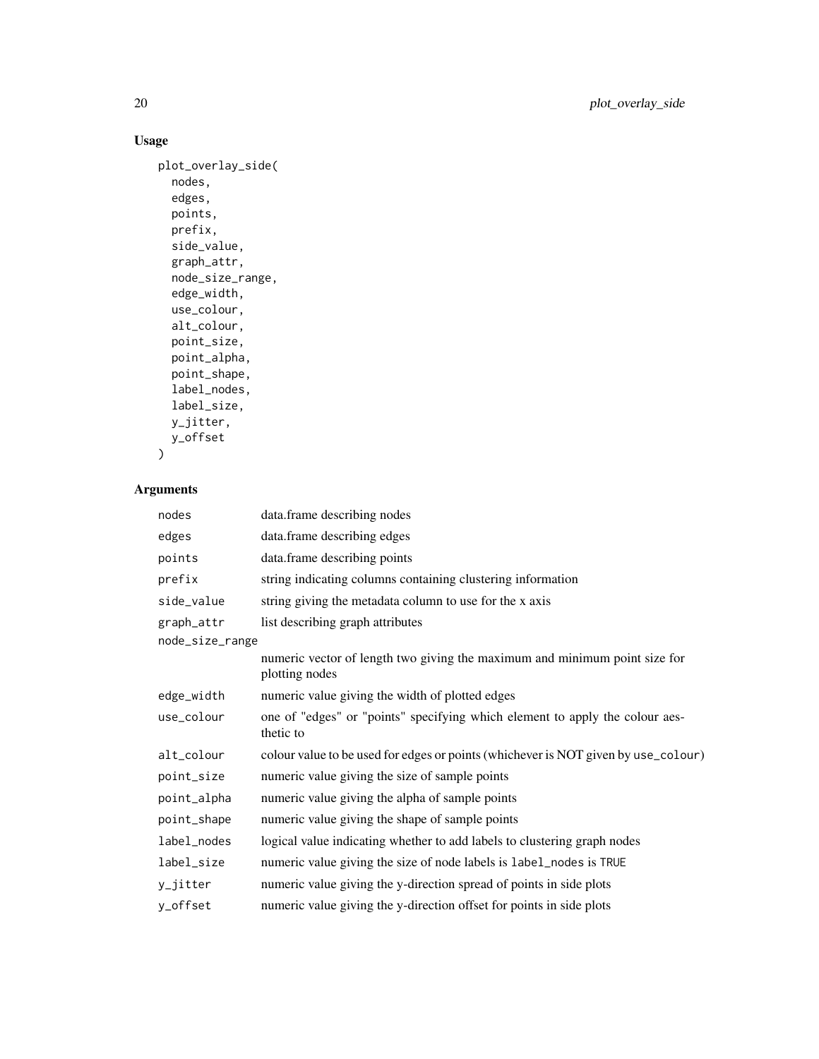## Usage

```
plot_overlay_side(
  nodes,
  edges,
  points,
  prefix,
  side_value,
  graph_attr,
  node_size_range,
  edge_width,
  use_colour,
  alt_colour,
  point_size,
  point_alpha,
  point_shape,
  label_nodes,
  label_size,
  y_jitter,
  y_offset
)
```

## Arguments

| | |
|---|---|
| nodes | data.frame describing nodes |
| edges | data.frame describing edges |
| points | data.frame describing points |
| prefix | string indicating columns containing clustering information |
| side_value | string giving the metadata column to use for the x axis |
| graph_attr | list describing graph attributes |
| node_size_range | numeric vector of length two giving the maximum and minimum point size for plotting nodes |
| edge_width | numeric value giving the width of plotted edges |
| use_colour | one of "edges" or "points" specifying which element to apply the colour aesthetic to |
| alt_colour | colour value to be used for edges or points (whichever is NOT given by `use_colour`) |
| point_size | numeric value giving the size of sample points |
| point_alpha | numeric value giving the alpha of sample points |
| point_shape | numeric value giving the shape of sample points |
| label_nodes | logical value indicating whether to add labels to clustering graph nodes |
| label_size | numeric value giving the size of node labels is `label_nodes` is `TRUE` |
| y_jitter | numeric value giving the y-direction spread of points in side plots |
| y_offset | numeric value giving the y-direction offset for points in side plots |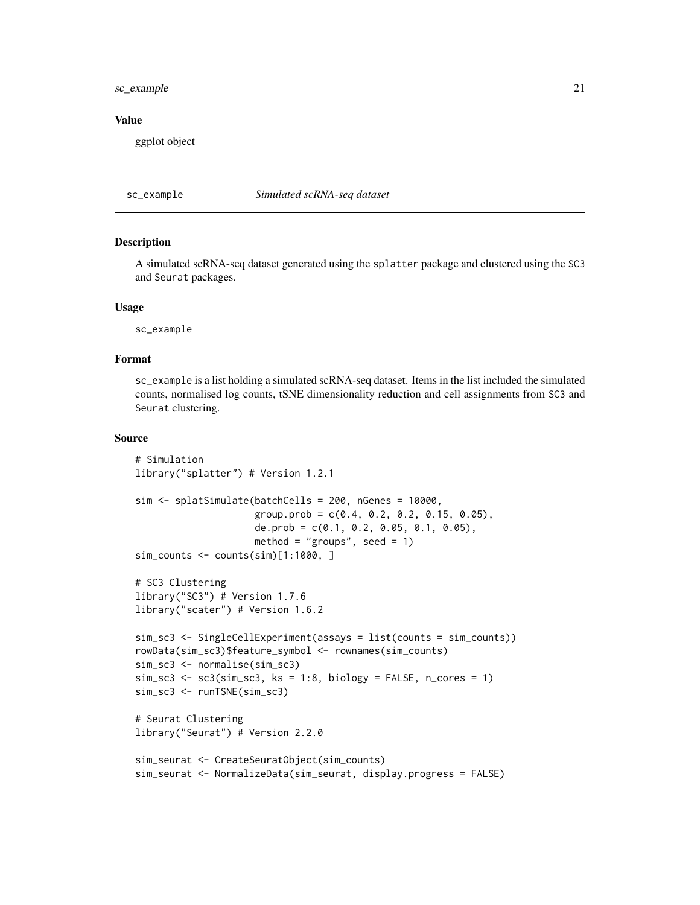## Value

ggplot object

---

`sc_example` *Simulated scRNA-seq dataset*

---

### Description

A simulated scRNA-seq dataset generated using the `splatter` package and clustered using the `SC3` and `Seurat` packages.

### Usage

```
sc_example
```

### Format

`sc_example` is a list holding a simulated scRNA-seq dataset. Items in the list included the simulated counts, normalised log counts, tSNE dimensionality reduction and cell assignments from `SC3` and `Seurat` clustering.

### Source

```
# Simulation
library("splatter") # Version 1.2.1

sim <- splatSimulate(batchCells = 200, nGenes = 10000,
                     group.prob = c(0.4, 0.2, 0.2, 0.15, 0.05),
                     de.prob = c(0.1, 0.2, 0.05, 0.1, 0.05),
                     method = "groups", seed = 1)
sim_counts <- counts(sim)[1:1000, ]

# SC3 Clustering
library("SC3") # Version 1.7.6
library("scater") # Version 1.6.2

sim_sc3 <- SingleCellExperiment(assays = list(counts = sim_counts))
rowData(sim_sc3)$feature_symbol <- rownames(sim_counts)
sim_sc3 <- normalise(sim_sc3)
sim_sc3 <- sc3(sim_sc3, ks = 1:8, biology = FALSE, n_cores = 1)
sim_sc3 <- runTSNE(sim_sc3)

# Seurat Clustering
library("Seurat") # Version 2.2.0

sim_seurat <- CreateSeuratObject(sim_counts)
sim_seurat <- NormalizeData(sim_seurat, display.progress = FALSE)
```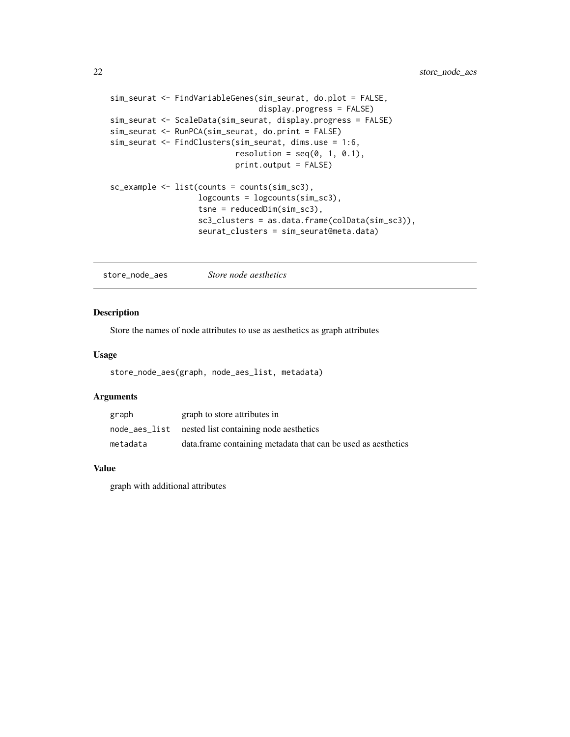```
sim_seurat <- FindVariableGenes(sim_seurat, do.plot = FALSE,
                                display.progress = FALSE)
sim_seurat <- ScaleData(sim_seurat, display.progress = FALSE)
sim_seurat <- RunPCA(sim_seurat, do.print = FALSE)
sim_seurat <- FindClusters(sim_seurat, dims.use = 1:6,
                           resolution = seq(0, 1, 0.1),
                           print.output = FALSE)

sc_example <- list(counts = counts(sim_sc3),
                   logcounts = logcounts(sim_sc3),
                   tsne = reducedDim(sim_sc3),
                   sc3_clusters = as.data.frame(colData(sim_sc3)),
                   seurat_clusters = sim_seurat@meta.data)
```

---

## store_node_aes *Store node aesthetics*

### Description

Store the names of node attributes to use as aesthetics as graph attributes

### Usage

```
store_node_aes(graph, node_aes_list, metadata)
```

### Arguments

| | |
|---|---|
| graph | graph to store attributes in |
| node_aes_list | nested list containing node aesthetics |
| metadata | data.frame containing metadata that can be used as aesthetics |

### Value

graph with additional attributes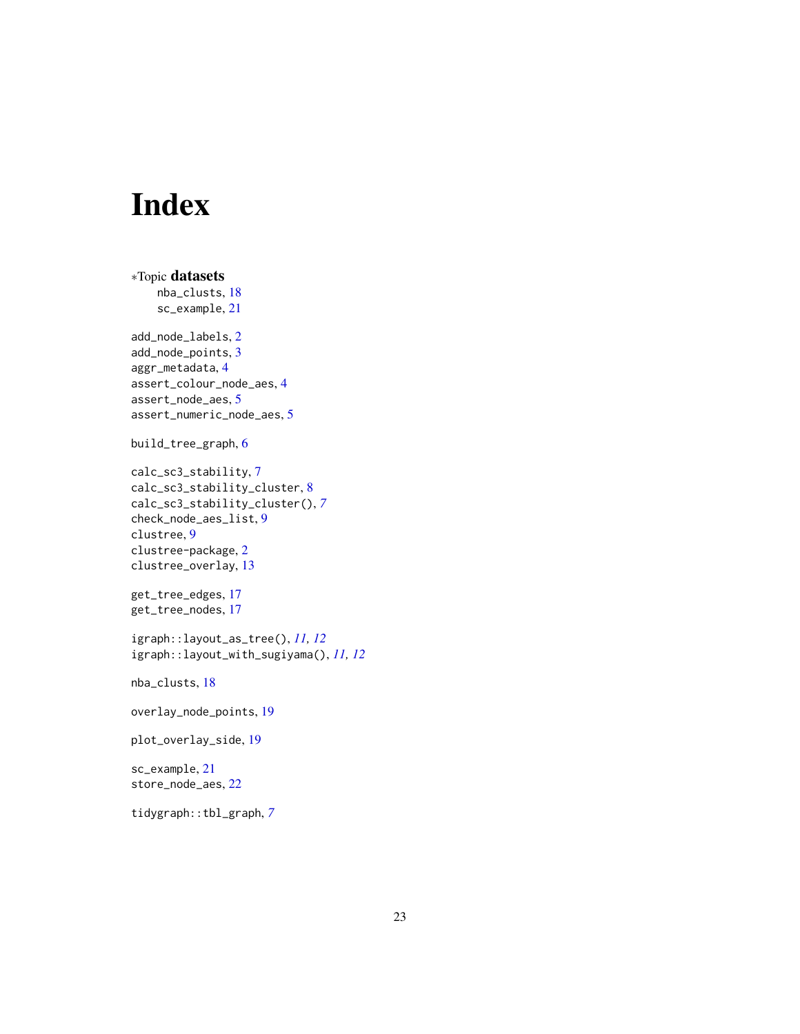# Index

*Topic **datasets**

- nba_clusts, 18
- sc_example, 21

add_node_labels, 2
add_node_points, 3
aggr_metadata, 4
assert_colour_node_aes, 4
assert_node_aes, 5
assert_numeric_node_aes, 5

build_tree_graph, 6

calc_sc3_stability, 7
calc_sc3_stability_cluster, 8
calc_sc3_stability_cluster(), *7*
check_node_aes_list, 9
clustree, 9
clustree-package, 2
clustree_overlay, 13

get_tree_edges, 17
get_tree_nodes, 17

igraph::layout_as_tree(), *11, 12*
igraph::layout_with_sugiyama(), *11, 12*

nba_clusts, 18

overlay_node_points, 19

plot_overlay_side, 19

sc_example, 21
store_node_aes, 22

tidygraph::tbl_graph, *7*